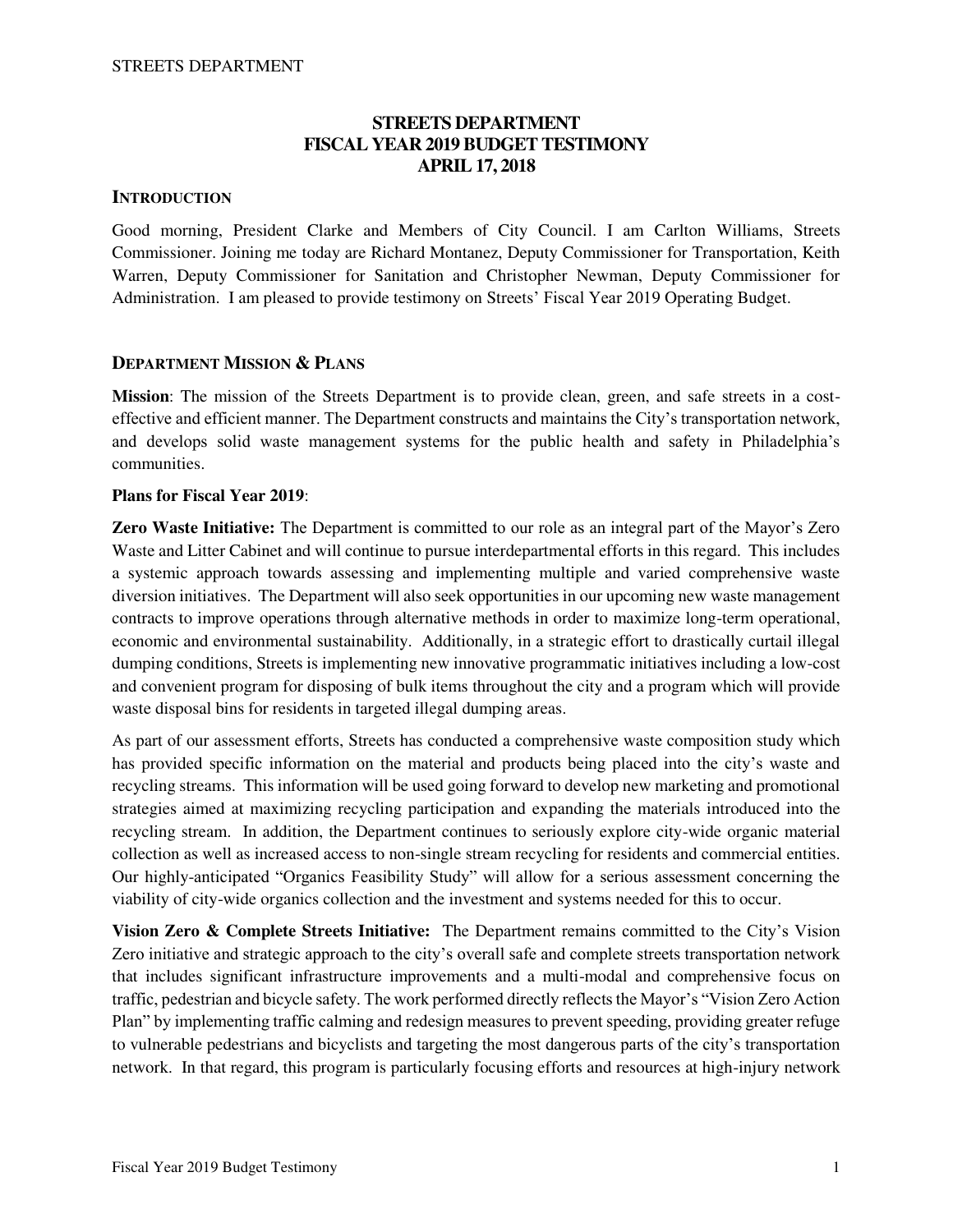# STREETS DEPARTMENT
# FISCAL YEAR 2019 BUDGET TESTIMONY
# APRIL 17, 2018

## INTRODUCTION

Good morning, President Clarke and Members of City Council. I am Carlton Williams, Streets Commissioner. Joining me today are Richard Montanez, Deputy Commissioner for Transportation, Keith Warren, Deputy Commissioner for Sanitation and Christopher Newman, Deputy Commissioner for Administration. I am pleased to provide testimony on Streets' Fiscal Year 2019 Operating Budget.

## DEPARTMENT MISSION & PLANS

**Mission**: The mission of the Streets Department is to provide clean, green, and safe streets in a cost-effective and efficient manner. The Department constructs and maintains the City's transportation network, and develops solid waste management systems for the public health and safety in Philadelphia's communities.

**Plans for Fiscal Year 2019**:

**Zero Waste Initiative:** The Department is committed to our role as an integral part of the Mayor's Zero Waste and Litter Cabinet and will continue to pursue interdepartmental efforts in this regard. This includes a systemic approach towards assessing and implementing multiple and varied comprehensive waste diversion initiatives. The Department will also seek opportunities in our upcoming new waste management contracts to improve operations through alternative methods in order to maximize long-term operational, economic and environmental sustainability. Additionally, in a strategic effort to drastically curtail illegal dumping conditions, Streets is implementing new innovative programmatic initiatives including a low-cost and convenient program for disposing of bulk items throughout the city and a program which will provide waste disposal bins for residents in targeted illegal dumping areas.

As part of our assessment efforts, Streets has conducted a comprehensive waste composition study which has provided specific information on the material and products being placed into the city's waste and recycling streams. This information will be used going forward to develop new marketing and promotional strategies aimed at maximizing recycling participation and expanding the materials introduced into the recycling stream. In addition, the Department continues to seriously explore city-wide organic material collection as well as increased access to non-single stream recycling for residents and commercial entities. Our highly-anticipated "Organics Feasibility Study" will allow for a serious assessment concerning the viability of city-wide organics collection and the investment and systems needed for this to occur.

**Vision Zero & Complete Streets Initiative:** The Department remains committed to the City's Vision Zero initiative and strategic approach to the city's overall safe and complete streets transportation network that includes significant infrastructure improvements and a multi-modal and comprehensive focus on traffic, pedestrian and bicycle safety. The work performed directly reflects the Mayor's "Vision Zero Action Plan" by implementing traffic calming and redesign measures to prevent speeding, providing greater refuge to vulnerable pedestrians and bicyclists and targeting the most dangerous parts of the city's transportation network. In that regard, this program is particularly focusing efforts and resources at high-injury network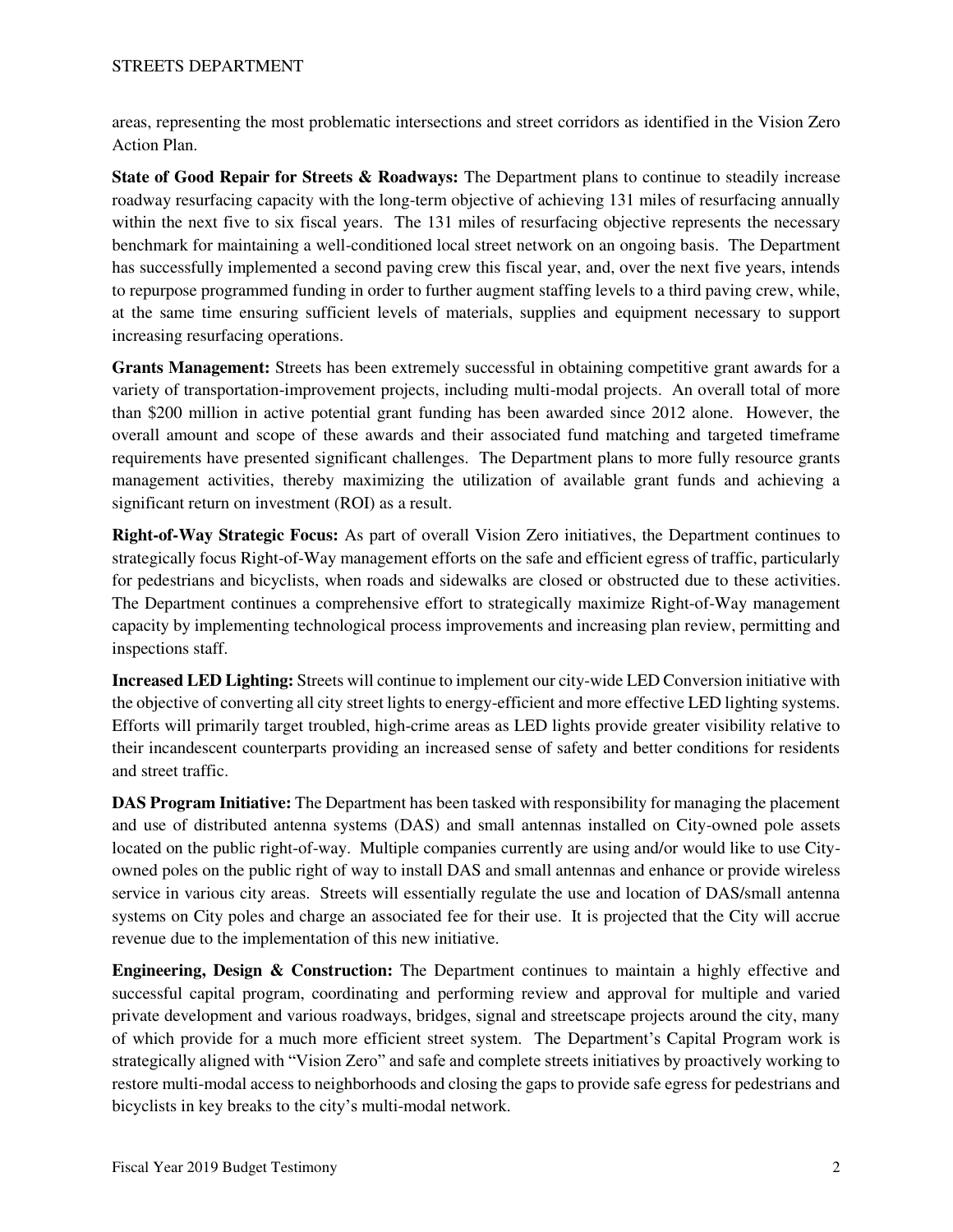areas, representing the most problematic intersections and street corridors as identified in the Vision Zero Action Plan.

**State of Good Repair for Streets & Roadways:** The Department plans to continue to steadily increase roadway resurfacing capacity with the long-term objective of achieving 131 miles of resurfacing annually within the next five to six fiscal years. The 131 miles of resurfacing objective represents the necessary benchmark for maintaining a well-conditioned local street network on an ongoing basis. The Department has successfully implemented a second paving crew this fiscal year, and, over the next five years, intends to repurpose programmed funding in order to further augment staffing levels to a third paving crew, while, at the same time ensuring sufficient levels of materials, supplies and equipment necessary to support increasing resurfacing operations.

**Grants Management:** Streets has been extremely successful in obtaining competitive grant awards for a variety of transportation-improvement projects, including multi-modal projects. An overall total of more than $200 million in active potential grant funding has been awarded since 2012 alone. However, the overall amount and scope of these awards and their associated fund matching and targeted timeframe requirements have presented significant challenges. The Department plans to more fully resource grants management activities, thereby maximizing the utilization of available grant funds and achieving a significant return on investment (ROI) as a result.

**Right-of-Way Strategic Focus:** As part of overall Vision Zero initiatives, the Department continues to strategically focus Right-of-Way management efforts on the safe and efficient egress of traffic, particularly for pedestrians and bicyclists, when roads and sidewalks are closed or obstructed due to these activities. The Department continues a comprehensive effort to strategically maximize Right-of-Way management capacity by implementing technological process improvements and increasing plan review, permitting and inspections staff.

**Increased LED Lighting:** Streets will continue to implement our city-wide LED Conversion initiative with the objective of converting all city street lights to energy-efficient and more effective LED lighting systems. Efforts will primarily target troubled, high-crime areas as LED lights provide greater visibility relative to their incandescent counterparts providing an increased sense of safety and better conditions for residents and street traffic.

**DAS Program Initiative:** The Department has been tasked with responsibility for managing the placement and use of distributed antenna systems (DAS) and small antennas installed on City-owned pole assets located on the public right-of-way. Multiple companies currently are using and/or would like to use City-owned poles on the public right of way to install DAS and small antennas and enhance or provide wireless service in various city areas. Streets will essentially regulate the use and location of DAS/small antenna systems on City poles and charge an associated fee for their use. It is projected that the City will accrue revenue due to the implementation of this new initiative.

**Engineering, Design & Construction:** The Department continues to maintain a highly effective and successful capital program, coordinating and performing review and approval for multiple and varied private development and various roadways, bridges, signal and streetscape projects around the city, many of which provide for a much more efficient street system. The Department's Capital Program work is strategically aligned with "Vision Zero" and safe and complete streets initiatives by proactively working to restore multi-modal access to neighborhoods and closing the gaps to provide safe egress for pedestrians and bicyclists in key breaks to the city's multi-modal network.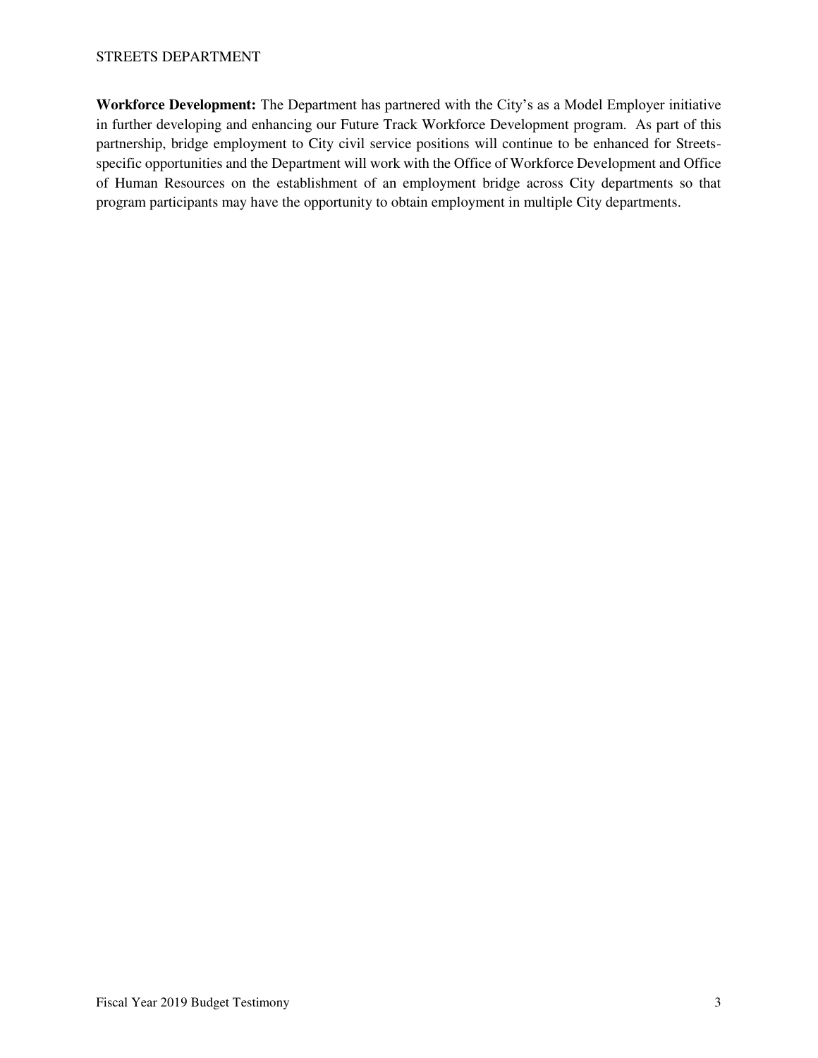**Workforce Development:** The Department has partnered with the City's as a Model Employer initiative in further developing and enhancing our Future Track Workforce Development program. As part of this partnership, bridge employment to City civil service positions will continue to be enhanced for Streets-specific opportunities and the Department will work with the Office of Workforce Development and Office of Human Resources on the establishment of an employment bridge across City departments so that program participants may have the opportunity to obtain employment in multiple City departments.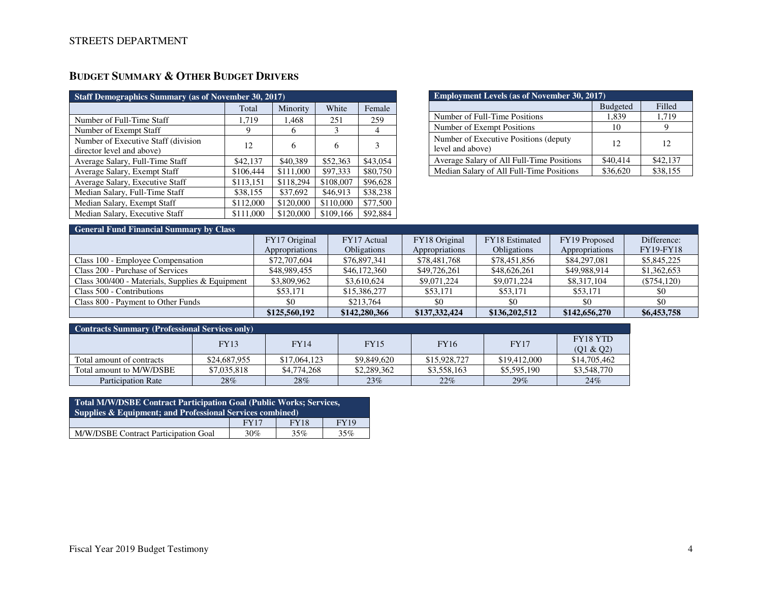# STREETS DEPARTMENT

## BUDGET SUMMARY & OTHER BUDGET DRIVERS

| Staff Demographics Summary (as of November 30, 2017) | | | | |
|---|---|---|---|---|
| | Total | Minority | White | Female |
| Number of Full-Time Staff | 1,719 | 1,468 | 251 | 259 |
| Number of Exempt Staff | 9 | 6 | 3 | 4 |
| Number of Executive Staff (division director level and above) | 12 | 6 | 6 | 3 |
| Average Salary, Full-Time Staff | $42,137 | $40,389 | $52,363 | $43,054 |
| Average Salary, Exempt Staff | $106,444 | $111,000 | $97,333 | $80,750 |
| Average Salary, Executive Staff | $113,151 | $118,294 | $108,007 | $96,628 |
| Median Salary, Full-Time Staff | $38,155 | $37,692 | $46,913 | $38,238 |
| Median Salary, Exempt Staff | $112,000 | $120,000 | $110,000 | $77,500 |
| Median Salary, Executive Staff | $111,000 | $120,000 | $109,166 | $92,884 |

| Employment Levels (as of November 30, 2017) | | |
|---|---|---|
| | Budgeted | Filled |
| Number of Full-Time Positions | 1,839 | 1,719 |
| Number of Exempt Positions | 10 | 9 |
| Number of Executive Positions (deputy level and above) | 12 | 12 |
| Average Salary of All Full-Time Positions | $40,414 | $42,137 |
| Median Salary of All Full-Time Positions | $36,620 | $38,155 |

| General Fund Financial Summary by Class | | | | | | |
|---|---|---|---|---|---|---|
| | FY17 Original Appropriations | FY17 Actual Obligations | FY18 Original Appropriations | FY18 Estimated Obligations | FY19 Proposed Appropriations | Difference: FY19-FY18 |
| Class 100 - Employee Compensation | $72,707,604 | $76,897,341 | $78,481,768 | $78,451,856 | $84,297,081 | $5,845,225 |
| Class 200 - Purchase of Services | $48,989,455 | $46,172,360 | $49,726,261 | $48,626,261 | $49,988,914 | $1,362,653 |
| Class 300/400 - Materials, Supplies & Equipment | $3,809,962 | $3,610,624 | $9,071,224 | $9,071,224 | $8,317,104 | ($754,120) |
| Class 500 - Contributions | $53,171 | $15,386,277 | $53,171 | $53,171 | $53,171 | $0 |
| Class 800 - Payment to Other Funds | $0 | $213,764 | $0 | $0 | $0 | $0 |
| | **$125,560,192** | **$142,280,366** | **$137,332,424** | **$136,202,512** | **$142,656,270** | **$6,453,758** |

| Contracts Summary (Professional Services only) | | | | | | |
|---|---|---|---|---|---|---|
| | FY13 | FY14 | FY15 | FY16 | FY17 | FY18 YTD (Q1 & Q2) |
| Total amount of contracts | $24,687,955 | $17,064,123 | $9,849,620 | $15,928,727 | $19,412,000 | $14,705,462 |
| Total amount to M/W/DSBE | $7,035,818 | $4,774,268 | $2,289,362 | $3,558,163 | $5,595,190 | $3,548,770 |
| Participation Rate | 28% | 28% | 23% | 22% | 29% | 24% |

| Total M/W/DSBE Contract Participation Goal (Public Works; Services, Supplies & Equipment; and Professional Services combined) | | | |
|---|---|---|---|
| | FY17 | FY18 | FY19 |
| M/W/DSBE Contract Participation Goal | 30% | 35% | 35% |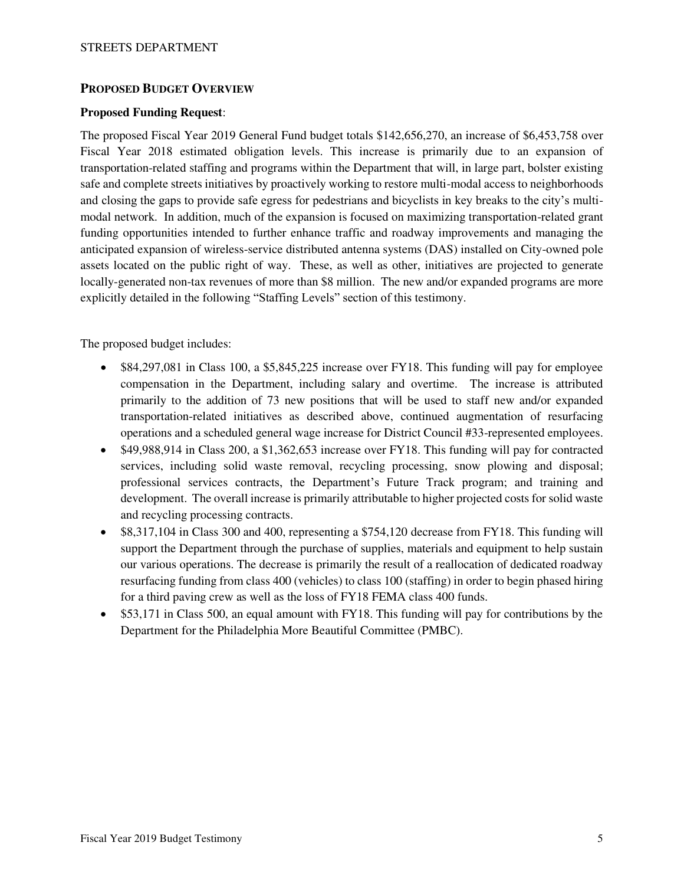## Proposed Budget Overview

**Proposed Funding Request**:

The proposed Fiscal Year 2019 General Fund budget totals $142,656,270, an increase of $6,453,758 over Fiscal Year 2018 estimated obligation levels. This increase is primarily due to an expansion of transportation-related staffing and programs within the Department that will, in large part, bolster existing safe and complete streets initiatives by proactively working to restore multi-modal access to neighborhoods and closing the gaps to provide safe egress for pedestrians and bicyclists in key breaks to the city's multi-modal network. In addition, much of the expansion is focused on maximizing transportation-related grant funding opportunities intended to further enhance traffic and roadway improvements and managing the anticipated expansion of wireless-service distributed antenna systems (DAS) installed on City-owned pole assets located on the public right of way. These, as well as other, initiatives are projected to generate locally-generated non-tax revenues of more than $8 million. The new and/or expanded programs are more explicitly detailed in the following "Staffing Levels" section of this testimony.

The proposed budget includes:

- $84,297,081 in Class 100, a $5,845,225 increase over FY18. This funding will pay for employee compensation in the Department, including salary and overtime. The increase is attributed primarily to the addition of 73 new positions that will be used to staff new and/or expanded transportation-related initiatives as described above, continued augmentation of resurfacing operations and a scheduled general wage increase for District Council #33-represented employees.
- $49,988,914 in Class 200, a $1,362,653 increase over FY18. This funding will pay for contracted services, including solid waste removal, recycling processing, snow plowing and disposal; professional services contracts, the Department's Future Track program; and training and development. The overall increase is primarily attributable to higher projected costs for solid waste and recycling processing contracts.
- $8,317,104 in Class 300 and 400, representing a $754,120 decrease from FY18. This funding will support the Department through the purchase of supplies, materials and equipment to help sustain our various operations. The decrease is primarily the result of a reallocation of dedicated roadway resurfacing funding from class 400 (vehicles) to class 100 (staffing) in order to begin phased hiring for a third paving crew as well as the loss of FY18 FEMA class 400 funds.
- $53,171 in Class 500, an equal amount with FY18. This funding will pay for contributions by the Department for the Philadelphia More Beautiful Committee (PMBC).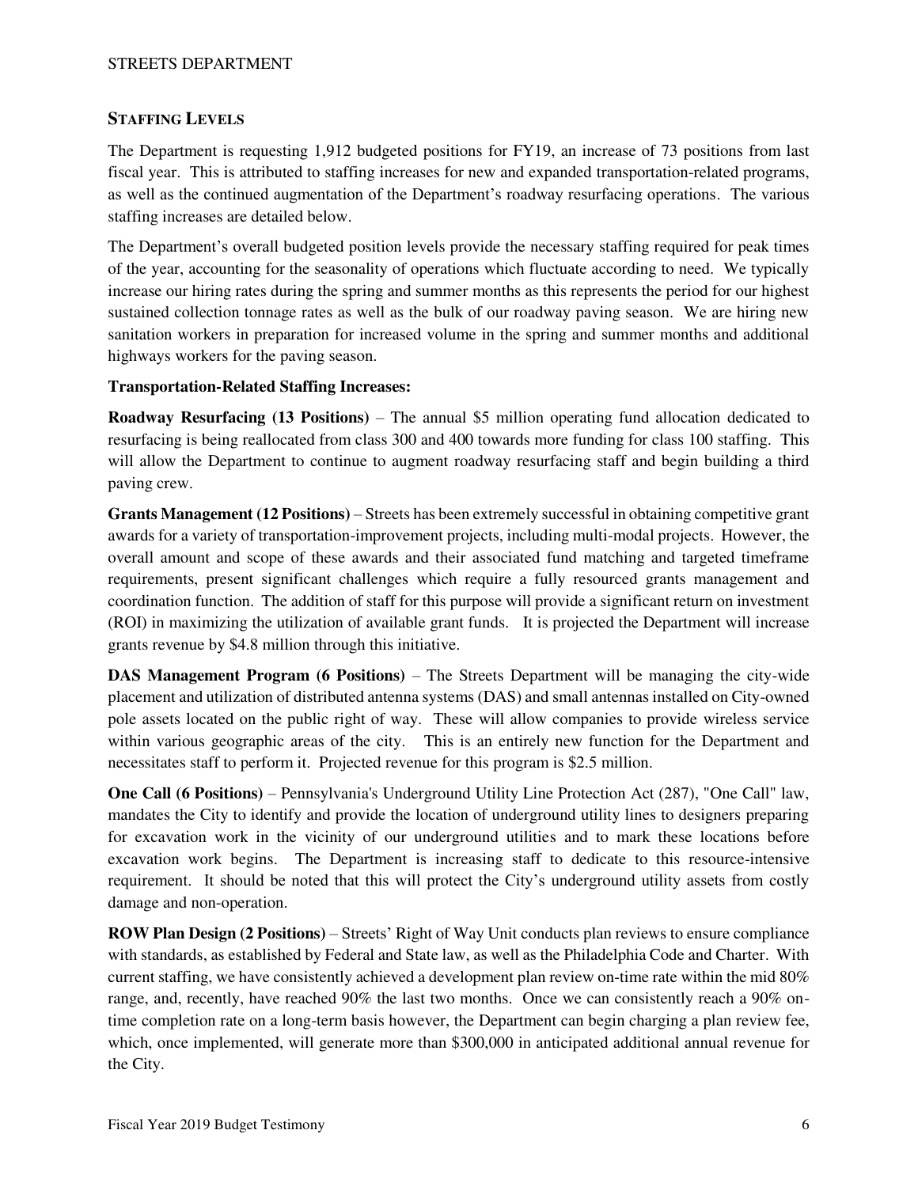## Staffing Levels

The Department is requesting 1,912 budgeted positions for FY19, an increase of 73 positions from last fiscal year. This is attributed to staffing increases for new and expanded transportation-related programs, as well as the continued augmentation of the Department's roadway resurfacing operations. The various staffing increases are detailed below.

The Department's overall budgeted position levels provide the necessary staffing required for peak times of the year, accounting for the seasonality of operations which fluctuate according to need. We typically increase our hiring rates during the spring and summer months as this represents the period for our highest sustained collection tonnage rates as well as the bulk of our roadway paving season. We are hiring new sanitation workers in preparation for increased volume in the spring and summer months and additional highways workers for the paving season.

**Transportation-Related Staffing Increases:**

**Roadway Resurfacing (13 Positions)** – The annual $5 million operating fund allocation dedicated to resurfacing is being reallocated from class 300 and 400 towards more funding for class 100 staffing. This will allow the Department to continue to augment roadway resurfacing staff and begin building a third paving crew.

**Grants Management (12 Positions)** – Streets has been extremely successful in obtaining competitive grant awards for a variety of transportation-improvement projects, including multi-modal projects. However, the overall amount and scope of these awards and their associated fund matching and targeted timeframe requirements, present significant challenges which require a fully resourced grants management and coordination function. The addition of staff for this purpose will provide a significant return on investment (ROI) in maximizing the utilization of available grant funds. It is projected the Department will increase grants revenue by $4.8 million through this initiative.

**DAS Management Program (6 Positions)** – The Streets Department will be managing the city-wide placement and utilization of distributed antenna systems (DAS) and small antennas installed on City-owned pole assets located on the public right of way. These will allow companies to provide wireless service within various geographic areas of the city. This is an entirely new function for the Department and necessitates staff to perform it. Projected revenue for this program is $2.5 million.

**One Call (6 Positions)** – Pennsylvania's Underground Utility Line Protection Act (287), "One Call" law, mandates the City to identify and provide the location of underground utility lines to designers preparing for excavation work in the vicinity of our underground utilities and to mark these locations before excavation work begins. The Department is increasing staff to dedicate to this resource-intensive requirement. It should be noted that this will protect the City's underground utility assets from costly damage and non-operation.

**ROW Plan Design (2 Positions)** – Streets' Right of Way Unit conducts plan reviews to ensure compliance with standards, as established by Federal and State law, as well as the Philadelphia Code and Charter. With current staffing, we have consistently achieved a development plan review on-time rate within the mid 80% range, and, recently, have reached 90% the last two months. Once we can consistently reach a 90% on-time completion rate on a long-term basis however, the Department can begin charging a plan review fee, which, once implemented, will generate more than $300,000 in anticipated additional annual revenue for the City.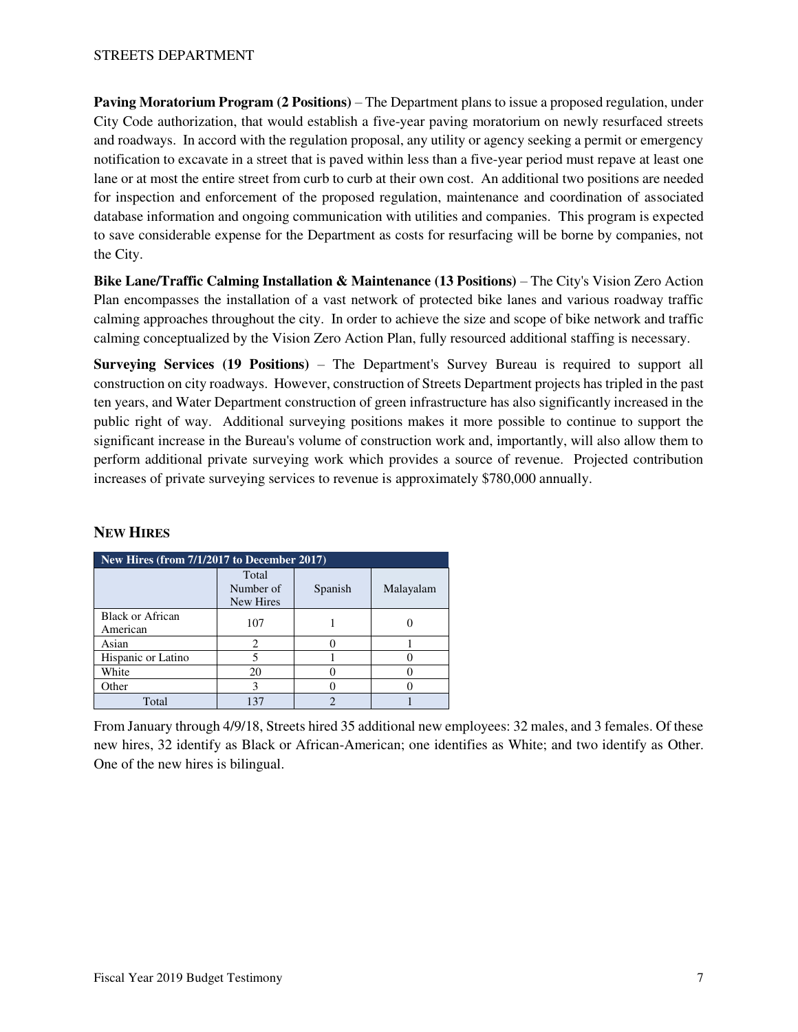**Paving Moratorium Program (2 Positions)** – The Department plans to issue a proposed regulation, under City Code authorization, that would establish a five-year paving moratorium on newly resurfaced streets and roadways. In accord with the regulation proposal, any utility or agency seeking a permit or emergency notification to excavate in a street that is paved within less than a five-year period must repave at least one lane or at most the entire street from curb to curb at their own cost. An additional two positions are needed for inspection and enforcement of the proposed regulation, maintenance and coordination of associated database information and ongoing communication with utilities and companies. This program is expected to save considerable expense for the Department as costs for resurfacing will be borne by companies, not the City.

**Bike Lane/Traffic Calming Installation & Maintenance (13 Positions)** – The City's Vision Zero Action Plan encompasses the installation of a vast network of protected bike lanes and various roadway traffic calming approaches throughout the city. In order to achieve the size and scope of bike network and traffic calming conceptualized by the Vision Zero Action Plan, fully resourced additional staffing is necessary.

**Surveying Services (19 Positions)** – The Department's Survey Bureau is required to support all construction on city roadways. However, construction of Streets Department projects has tripled in the past ten years, and Water Department construction of green infrastructure has also significantly increased in the public right of way. Additional surveying positions makes it more possible to continue to support the significant increase in the Bureau's volume of construction work and, importantly, will also allow them to perform additional private surveying work which provides a source of revenue. Projected contribution increases of private surveying services to revenue is approximately $780,000 annually.

## New Hires

| New Hires (from 7/1/2017 to December 2017) | | | |
|---|---|---|---|
| | Total Number of New Hires | Spanish | Malayalam |
| Black or African American | 107 | 1 | 0 |
| Asian | 2 | 0 | 1 |
| Hispanic or Latino | 5 | 1 | 0 |
| White | 20 | 0 | 0 |
| Other | 3 | 0 | 0 |
| Total | 137 | 2 | 1 |

From January through 4/9/18, Streets hired 35 additional new employees: 32 males, and 3 females. Of these new hires, 32 identify as Black or African-American; one identifies as White; and two identify as Other. One of the new hires is bilingual.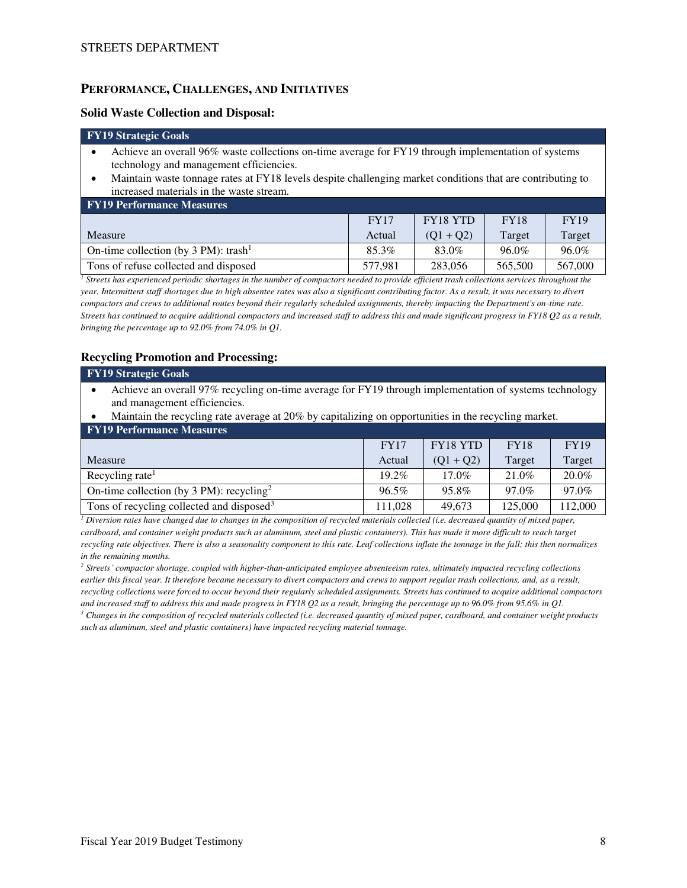## PERFORMANCE, CHALLENGES, AND INITIATIVES

### Solid Waste Collection and Disposal:

| FY19 Strategic Goals |
|---|
| • Achieve an overall 96% waste collections on-time average for FY19 through implementation of systems technology and management efficiencies.<br>• Maintain waste tonnage rates at FY18 levels despite challenging market conditions that are contributing to increased materials in the waste stream. |

**FY19 Performance Measures**

| Measure | FY17 Actual | FY18 YTD (Q1 + Q2) | FY18 Target | FY19 Target |
|---|---|---|---|---|
| On-time collection (by 3 PM): trash[1] | 85.3% | 83.0% | 96.0% | 96.0% |
| Tons of refuse collected and disposed | 577,981 | 283,056 | 565,500 | 567,000 |

*[1] Streets has experienced periodic shortages in the number of compactors needed to provide efficient trash collections services throughout the year. Intermittent staff shortages due to high absentee rates was also a significant contributing factor. As a result, it was necessary to divert compactors and crews to additional routes beyond their regularly scheduled assignments, thereby impacting the Department's on-time rate. Streets has continued to acquire additional compactors and increased staff to address this and made significant progress in FY18 Q2 as a result, bringing the percentage up to 92.0% from 74.0% in Q1.*

### Recycling Promotion and Processing:

| FY19 Strategic Goals |
|---|
| • Achieve an overall 97% recycling on-time average for FY19 through implementation of systems technology and management efficiencies.<br>• Maintain the recycling rate average at 20% by capitalizing on opportunities in the recycling market. |

**FY19 Performance Measures**

| Measure | FY17 Actual | FY18 YTD (Q1 + Q2) | FY18 Target | FY19 Target |
|---|---|---|---|---|
| Recycling rate[1] | 19.2% | 17.0% | 21.0% | 20.0% |
| On-time collection (by 3 PM): recycling[2] | 96.5% | 95.8% | 97.0% | 97.0% |
| Tons of recycling collected and disposed[3] | 111,028 | 49,673 | 125,000 | 112,000 |

*[1] Diversion rates have changed due to changes in the composition of recycled materials collected (i.e. decreased quantity of mixed paper, cardboard, and container weight products such as aluminum, steel and plastic containers). This has made it more difficult to reach target recycling rate objectives. There is also a seasonality component to this rate. Leaf collections inflate the tonnage in the fall; this then normalizes in the remaining months.*

*[2] Streets' compactor shortage, coupled with higher-than-anticipated employee absenteeism rates, ultimately impacted recycling collections earlier this fiscal year. It therefore became necessary to divert compactors and crews to support regular trash collections, and, as a result, recycling collections were forced to occur beyond their regularly scheduled assignments. Streets has continued to acquire additional compactors and increased staff to address this and made progress in FY18 Q2 as a result, bringing the percentage up to 96.0% from 95.6% in Q1.*

*[3] Changes in the composition of recycled materials collected (i.e. decreased quantity of mixed paper, cardboard, and container weight products such as aluminum, steel and plastic containers) have impacted recycling material tonnage.*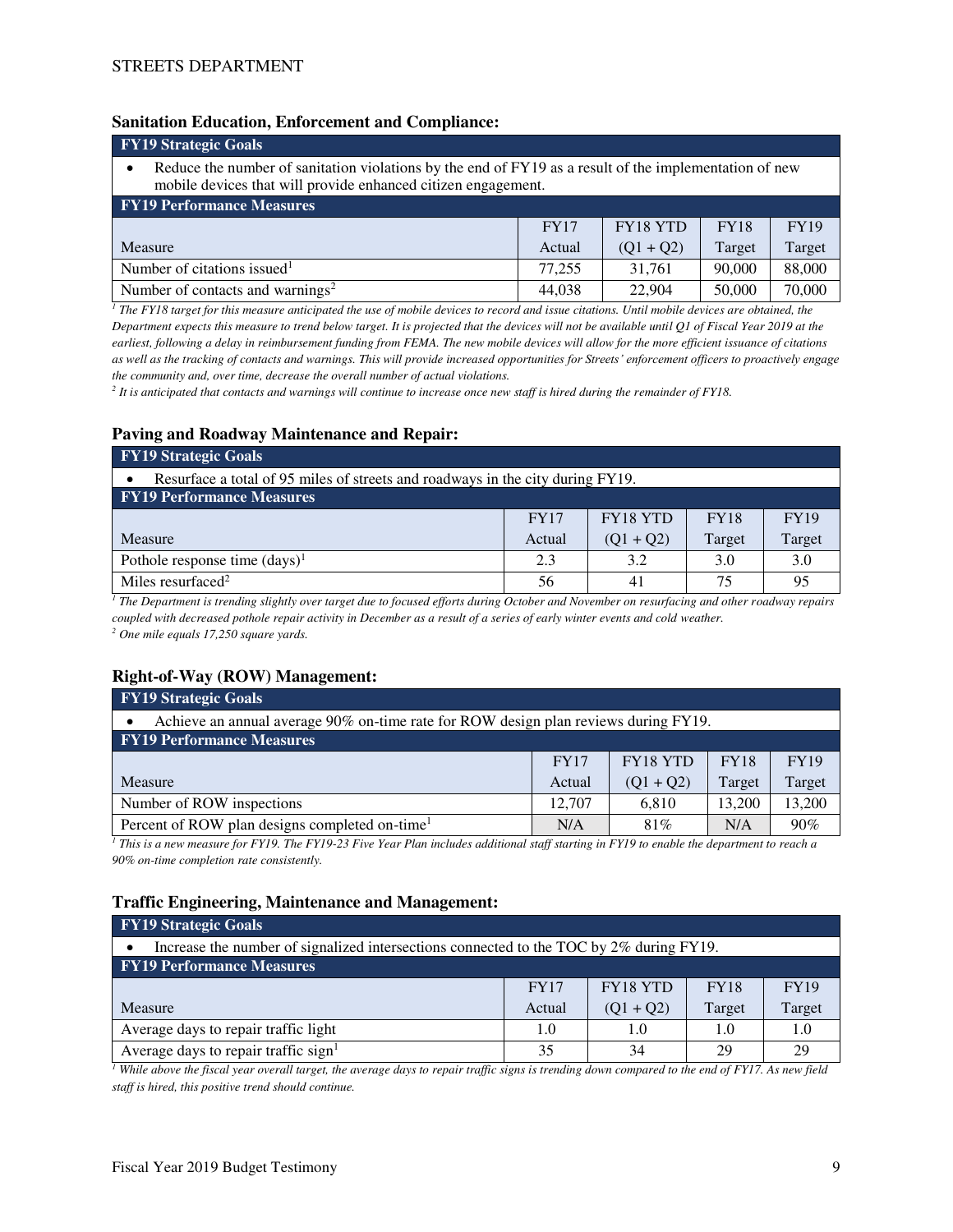### Sanitation Education, Enforcement and Compliance:

**FY19 Strategic Goals**

- Reduce the number of sanitation violations by the end of FY19 as a result of the implementation of new mobile devices that will provide enhanced citizen engagement.

**FY19 Performance Measures**

| Measure | FY17 Actual | FY18 YTD (Q1 + Q2) | FY18 Target | FY19 Target |
|---|---|---|---|---|
| Number of citations issued[1] | 77,255 | 31,761 | 90,000 | 88,000 |
| Number of contacts and warnings[2] | 44,038 | 22,904 | 50,000 | 70,000 |

*[1] The FY18 target for this measure anticipated the use of mobile devices to record and issue citations. Until mobile devices are obtained, the Department expects this measure to trend below target. It is projected that the devices will not be available until Q1 of Fiscal Year 2019 at the earliest, following a delay in reimbursement funding from FEMA. The new mobile devices will allow for the more efficient issuance of citations as well as the tracking of contacts and warnings. This will provide increased opportunities for Streets' enforcement officers to proactively engage the community and, over time, decrease the overall number of actual violations.*

*[2] It is anticipated that contacts and warnings will continue to increase once new staff is hired during the remainder of FY18.*

### Paving and Roadway Maintenance and Repair:

**FY19 Strategic Goals**

- Resurface a total of 95 miles of streets and roadways in the city during FY19.

**FY19 Performance Measures**

| Measure | FY17 Actual | FY18 YTD (Q1 + Q2) | FY18 Target | FY19 Target |
|---|---|---|---|---|
| Pothole response time (days)[1] | 2.3 | 3.2 | 3.0 | 3.0 |
| Miles resurfaced[2] | 56 | 41 | 75 | 95 |

*[1] The Department is trending slightly over target due to focused efforts during October and November on resurfacing and other roadway repairs coupled with decreased pothole repair activity in December as a result of a series of early winter events and cold weather.*

*[2] One mile equals 17,250 square yards.*

### Right-of-Way (ROW) Management:

**FY19 Strategic Goals**

- Achieve an annual average 90% on-time rate for ROW design plan reviews during FY19.

**FY19 Performance Measures**

| Measure | FY17 Actual | FY18 YTD (Q1 + Q2) | FY18 Target | FY19 Target |
|---|---|---|---|---|
| Number of ROW inspections | 12,707 | 6,810 | 13,200 | 13,200 |
| Percent of ROW plan designs completed on-time[1] | N/A | 81% | N/A | 90% |

*[1] This is a new measure for FY19. The FY19-23 Five Year Plan includes additional staff starting in FY19 to enable the department to reach a 90% on-time completion rate consistently.*

### Traffic Engineering, Maintenance and Management:

**FY19 Strategic Goals**

- Increase the number of signalized intersections connected to the TOC by 2% during FY19.

**FY19 Performance Measures**

| Measure | FY17 Actual | FY18 YTD (Q1 + Q2) | FY18 Target | FY19 Target |
|---|---|---|---|---|
| Average days to repair traffic light | 1.0 | 1.0 | 1.0 | 1.0 |
| Average days to repair traffic sign[1] | 35 | 34 | 29 | 29 |

*[1] While above the fiscal year overall target, the average days to repair traffic signs is trending down compared to the end of FY17. As new field staff is hired, this positive trend should continue.*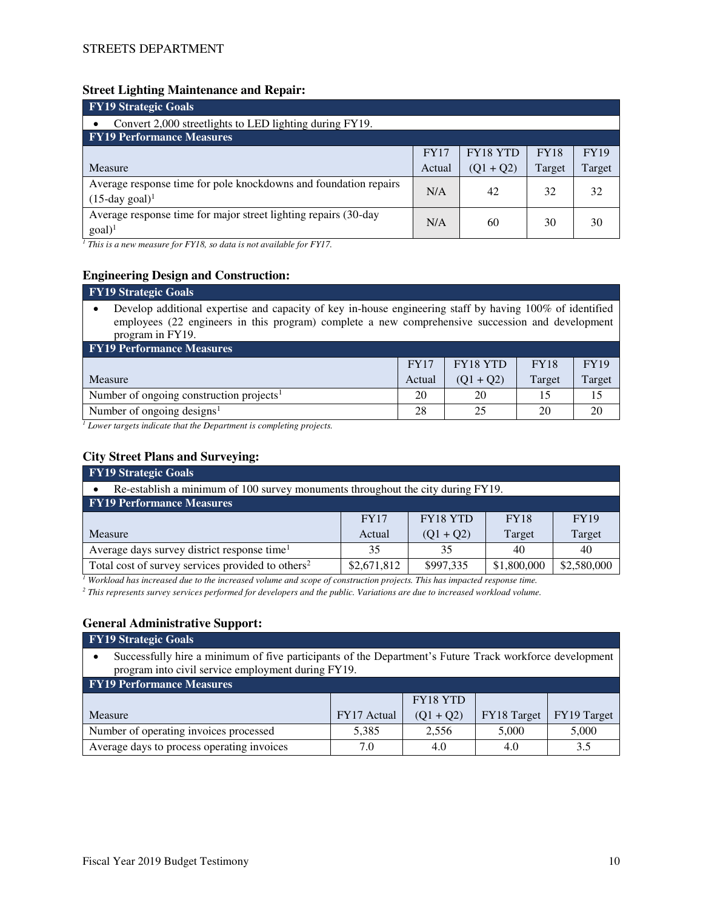### Street Lighting Maintenance and Repair:

| FY19 Strategic Goals | | | | |
|---|---|---|---|---|
| • Convert 2,000 streetlights to LED lighting during FY19. | | | | |
| **FY19 Performance Measures** | | | | |
| Measure | FY17 Actual | FY18 YTD (Q1 + Q2) | FY18 Target | FY19 Target |
| Average response time for pole knockdowns and foundation repairs (15-day goal)[1] | N/A | 42 | 32 | 32 |
| Average response time for major street lighting repairs (30-day goal)[1] | N/A | 60 | 30 | 30 |

*[1] This is a new measure for FY18, so data is not available for FY17.*

### Engineering Design and Construction:

| FY19 Strategic Goals | | | | |
|---|---|---|---|---|
| • Develop additional expertise and capacity of key in-house engineering staff by having 100% of identified employees (22 engineers in this program) complete a new comprehensive succession and development program in FY19. | | | | |
| **FY19 Performance Measures** | | | | |
| Measure | FY17 Actual | FY18 YTD (Q1 + Q2) | FY18 Target | FY19 Target |
| Number of ongoing construction projects[1] | 20 | 20 | 15 | 15 |
| Number of ongoing designs[1] | 28 | 25 | 20 | 20 |

*[1] Lower targets indicate that the Department is completing projects.*

### City Street Plans and Surveying:

| FY19 Strategic Goals | | | | |
|---|---|---|---|---|
| • Re-establish a minimum of 100 survey monuments throughout the city during FY19. | | | | |
| **FY19 Performance Measures** | | | | |
| Measure | FY17 Actual | FY18 YTD (Q1 + Q2) | FY18 Target | FY19 Target |
| Average days survey district response time[1] | 35 | 35 | 40 | 40 |
| Total cost of survey services provided to others[2] | $2,671,812 | $997,335 | $1,800,000 | $2,580,000 |

*[1] Workload has increased due to the increased volume and scope of construction projects. This has impacted response time.*

*[2] This represents survey services performed for developers and the public. Variations are due to increased workload volume.*

### General Administrative Support:

| FY19 Strategic Goals | | | | |
|---|---|---|---|---|
| • Successfully hire a minimum of five participants of the Department's Future Track workforce development program into civil service employment during FY19. | | | | |
| **FY19 Performance Measures** | | | | |
| Measure | FY17 Actual | FY18 YTD (Q1 + Q2) | FY18 Target | FY19 Target |
| Number of operating invoices processed | 5,385 | 2,556 | 5,000 | 5,000 |
| Average days to process operating invoices | 7.0 | 4.0 | 4.0 | 3.5 |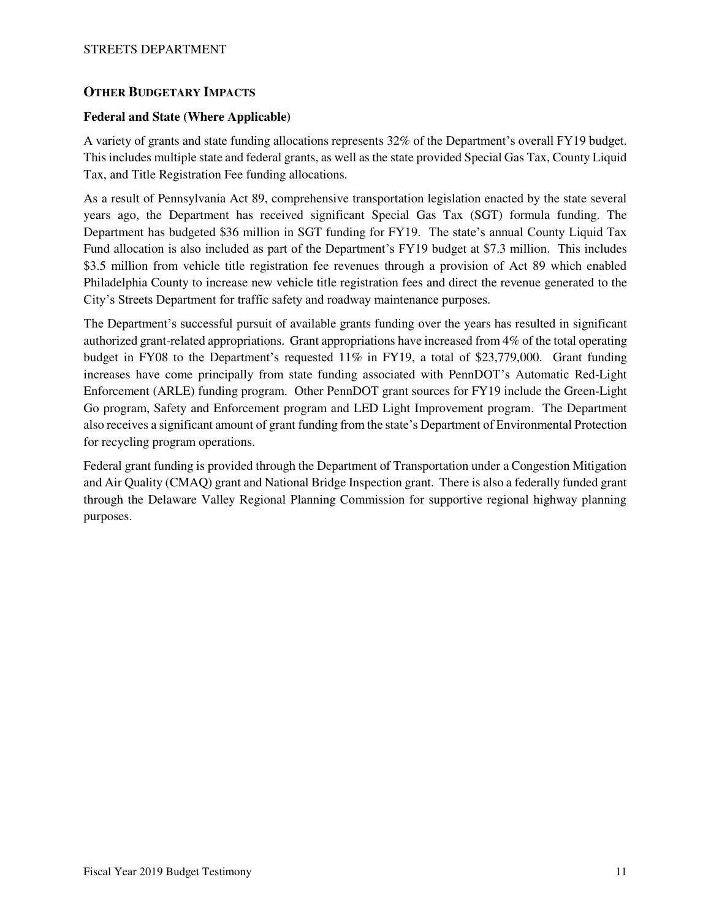## OTHER BUDGETARY IMPACTS

### Federal and State (Where Applicable)

A variety of grants and state funding allocations represents 32% of the Department's overall FY19 budget. This includes multiple state and federal grants, as well as the state provided Special Gas Tax, County Liquid Tax, and Title Registration Fee funding allocations.

As a result of Pennsylvania Act 89, comprehensive transportation legislation enacted by the state several years ago, the Department has received significant Special Gas Tax (SGT) formula funding. The Department has budgeted $36 million in SGT funding for FY19. The state's annual County Liquid Tax Fund allocation is also included as part of the Department's FY19 budget at $7.3 million. This includes $3.5 million from vehicle title registration fee revenues through a provision of Act 89 which enabled Philadelphia County to increase new vehicle title registration fees and direct the revenue generated to the City's Streets Department for traffic safety and roadway maintenance purposes.

The Department's successful pursuit of available grants funding over the years has resulted in significant authorized grant-related appropriations. Grant appropriations have increased from 4% of the total operating budget in FY08 to the Department's requested 11% in FY19, a total of $23,779,000. Grant funding increases have come principally from state funding associated with PennDOT's Automatic Red-Light Enforcement (ARLE) funding program. Other PennDOT grant sources for FY19 include the Green-Light Go program, Safety and Enforcement program and LED Light Improvement program. The Department also receives a significant amount of grant funding from the state's Department of Environmental Protection for recycling program operations.

Federal grant funding is provided through the Department of Transportation under a Congestion Mitigation and Air Quality (CMAQ) grant and National Bridge Inspection grant. There is also a federally funded grant through the Delaware Valley Regional Planning Commission for supportive regional highway planning purposes.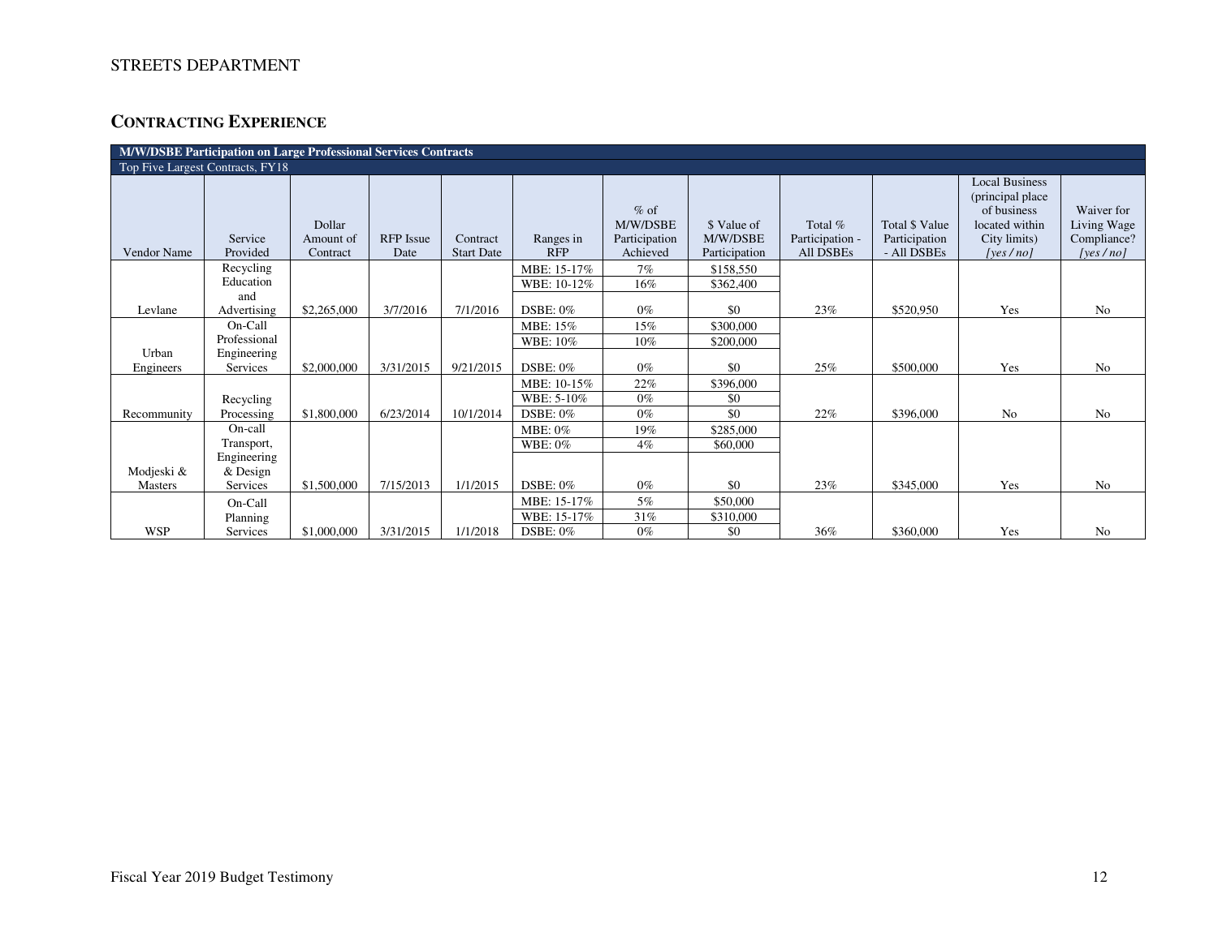STREETS DEPARTMENT

## CONTRACTING EXPERIENCE

| M/W/DSBE Participation on Large Professional Services Contracts | | | | | | | | | | | |
|---|---|---|---|---|---|---|---|---|---|---|---|
| Top Five Largest Contracts, FY18 | | | | | | | | | | | |
| Vendor Name | Service Provided | Dollar Amount of Contract | RFP Issue Date | Contract Start Date | Ranges in RFP | % of M/W/DSBE Participation Achieved | $ Value of M/W/DSBE Participation | Total % Participation - All DSBEs | Total $ Value Participation - All DSBEs | Local Business (principal place of business located within City limits) *[yes / no]* | Waiver for Living Wage Compliance? *[yes / no]* |
| Levlane | Recycling Education and Advertising | $2,265,000 | 3/7/2016 | 7/1/2016 | MBE: 15-17% | 7% | $158,550 | 23% | $520,950 | Yes | No |
| | | | | | WBE: 10-12% | 16% | $362,400 | | | | |
| | | | | | DSBE: 0% | 0% | $0 | | | | |
| Urban Engineers | On-Call Professional Engineering Services | $2,000,000 | 3/31/2015 | 9/21/2015 | MBE: 15% | 15% | $300,000 | 25% | $500,000 | Yes | No |
| | | | | | WBE: 10% | 10% | $200,000 | | | | |
| | | | | | DSBE: 0% | 0% | $0 | | | | |
| Recommunity | Recycling Processing | $1,800,000 | 6/23/2014 | 10/1/2014 | MBE: 10-15% | 22% | $396,000 | 22% | $396,000 | No | No |
| | | | | | WBE: 5-10% | 0% | $0 | | | | |
| | | | | | DSBE: 0% | 0% | $0 | | | | |
| Modjeski & Masters | On-call Transport, Engineering & Design Services | $1,500,000 | 7/15/2013 | 1/1/2015 | MBE: 0% | 19% | $285,000 | 23% | $345,000 | Yes | No |
| | | | | | WBE: 0% | 4% | $60,000 | | | | |
| | | | | | DSBE: 0% | 0% | $0 | | | | |
| WSP | On-Call Planning Services | $1,000,000 | 3/31/2015 | 1/1/2018 | MBE: 15-17% | 5% | $50,000 | 36% | $360,000 | Yes | No |
| | | | | | WBE: 15-17% | 31% | $310,000 | | | | |
| | | | | | DSBE: 0% | 0% | $0 | | | | |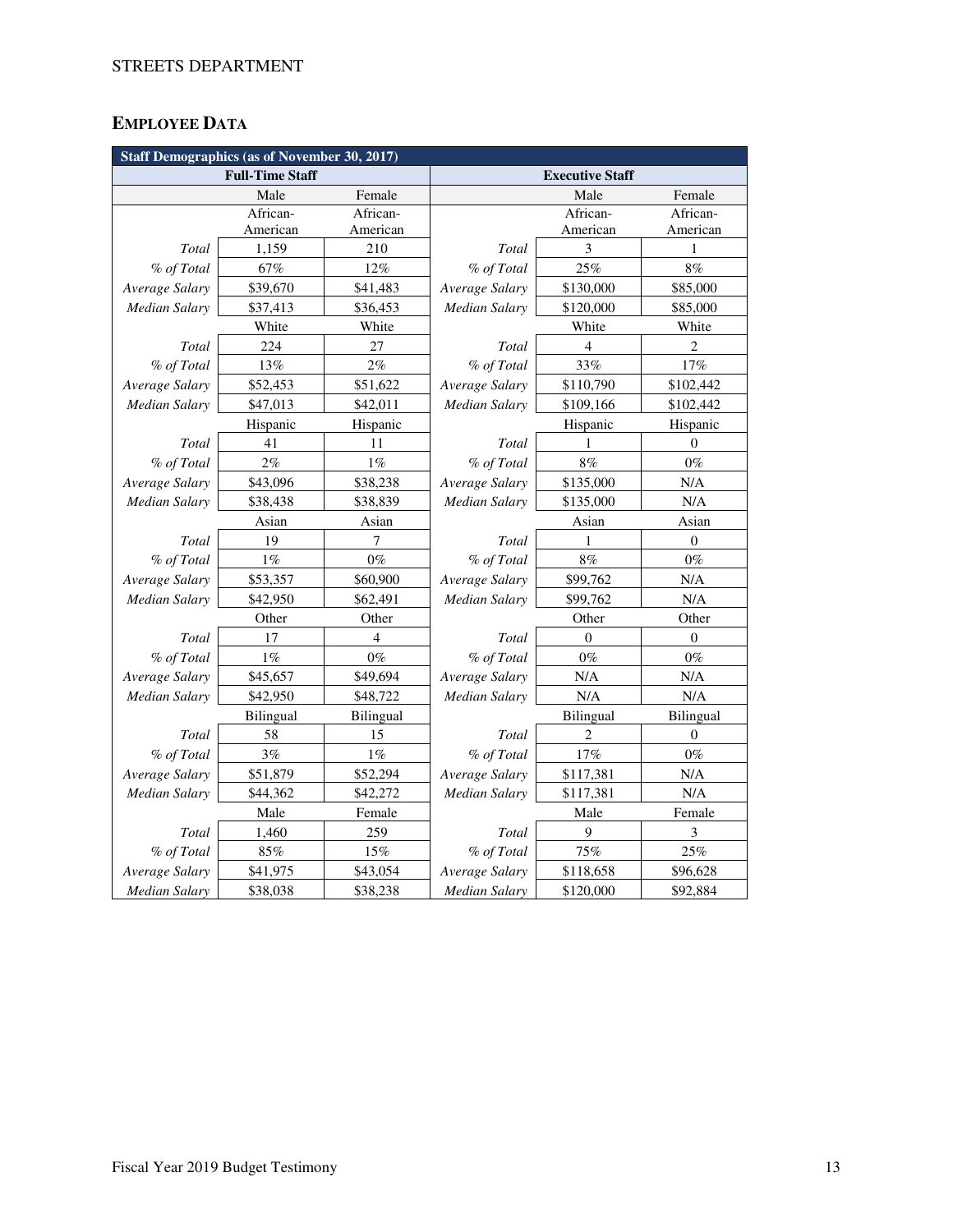STREETS DEPARTMENT

## EMPLOYEE DATA

| Staff Demographics (as of November 30, 2017) | | | | | |
|---|---|---|---|---|---|
| **Full-Time Staff** | | | **Executive Staff** | | |
| | Male | Female | | Male | Female |
| | African-American | African-American | | African-American | African-American |
| *Total* | 1,159 | 210 | *Total* | 3 | 1 |
| *% of Total* | 67% | 12% | *% of Total* | 25% | 8% |
| *Average Salary* | $39,670 | $41,483 | *Average Salary* | $130,000 | $85,000 |
| *Median Salary* | $37,413 | $36,453 | *Median Salary* | $120,000 | $85,000 |
| | White | White | | White | White |
| *Total* | 224 | 27 | *Total* | 4 | 2 |
| *% of Total* | 13% | 2% | *% of Total* | 33% | 17% |
| *Average Salary* | $52,453 | $51,622 | *Average Salary* | $110,790 | $102,442 |
| *Median Salary* | $47,013 | $42,011 | *Median Salary* | $109,166 | $102,442 |
| | Hispanic | Hispanic | | Hispanic | Hispanic |
| *Total* | 41 | 11 | *Total* | 1 | 0 |
| *% of Total* | 2% | 1% | *% of Total* | 8% | 0% |
| *Average Salary* | $43,096 | $38,238 | *Average Salary* | $135,000 | N/A |
| *Median Salary* | $38,438 | $38,839 | *Median Salary* | $135,000 | N/A |
| | Asian | Asian | | Asian | Asian |
| *Total* | 19 | 7 | *Total* | 1 | 0 |
| *% of Total* | 1% | 0% | *% of Total* | 8% | 0% |
| *Average Salary* | $53,357 | $60,900 | *Average Salary* | $99,762 | N/A |
| *Median Salary* | $42,950 | $62,491 | *Median Salary* | $99,762 | N/A |
| | Other | Other | | Other | Other |
| *Total* | 17 | 4 | *Total* | 0 | 0 |
| *% of Total* | 1% | 0% | *% of Total* | 0% | 0% |
| *Average Salary* | $45,657 | $49,694 | *Average Salary* | N/A | N/A |
| *Median Salary* | $42,950 | $48,722 | *Median Salary* | N/A | N/A |
| | Bilingual | Bilingual | | Bilingual | Bilingual |
| *Total* | 58 | 15 | *Total* | 2 | 0 |
| *% of Total* | 3% | 1% | *% of Total* | 17% | 0% |
| *Average Salary* | $51,879 | $52,294 | *Average Salary* | $117,381 | N/A |
| *Median Salary* | $44,362 | $42,272 | *Median Salary* | $117,381 | N/A |
| | Male | Female | | Male | Female |
| *Total* | 1,460 | 259 | *Total* | 9 | 3 |
| *% of Total* | 85% | 15% | *% of Total* | 75% | 25% |
| *Average Salary* | $41,975 | $43,054 | *Average Salary* | $118,658 | $96,628 |
| *Median Salary* | $38,038 | $38,238 | *Median Salary* | $120,000 | $92,884 |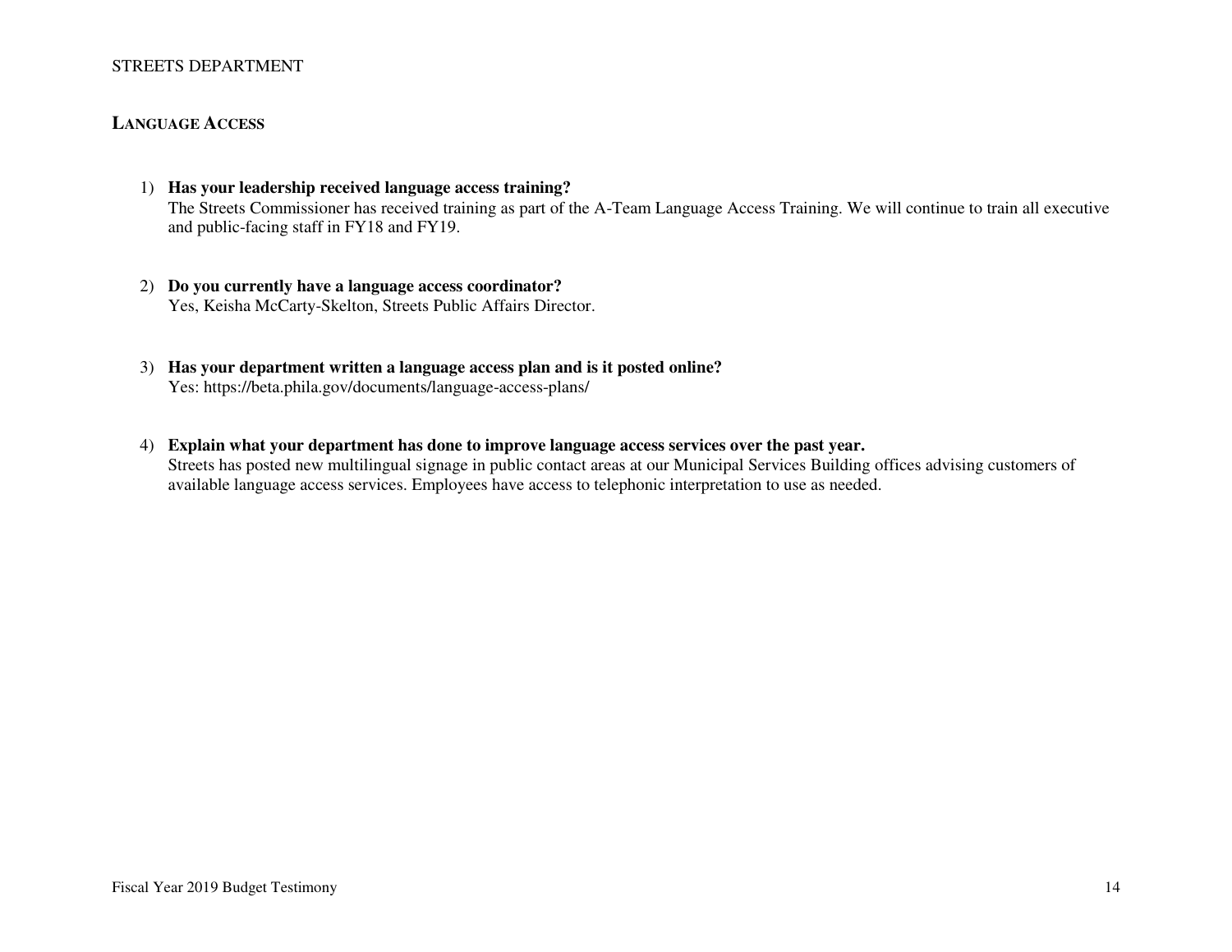## Language Access

1) **Has your leadership received language access training?**
   The Streets Commissioner has received training as part of the A-Team Language Access Training. We will continue to train all executive and public-facing staff in FY18 and FY19.

2) **Do you currently have a language access coordinator?**
   Yes, Keisha McCarty-Skelton, Streets Public Affairs Director.

3) **Has your department written a language access plan and is it posted online?**
   Yes: https://beta.phila.gov/documents/language-access-plans/

4) **Explain what your department has done to improve language access services over the past year.**
   Streets has posted new multilingual signage in public contact areas at our Municipal Services Building offices advising customers of available language access services. Employees have access to telephonic interpretation to use as needed.